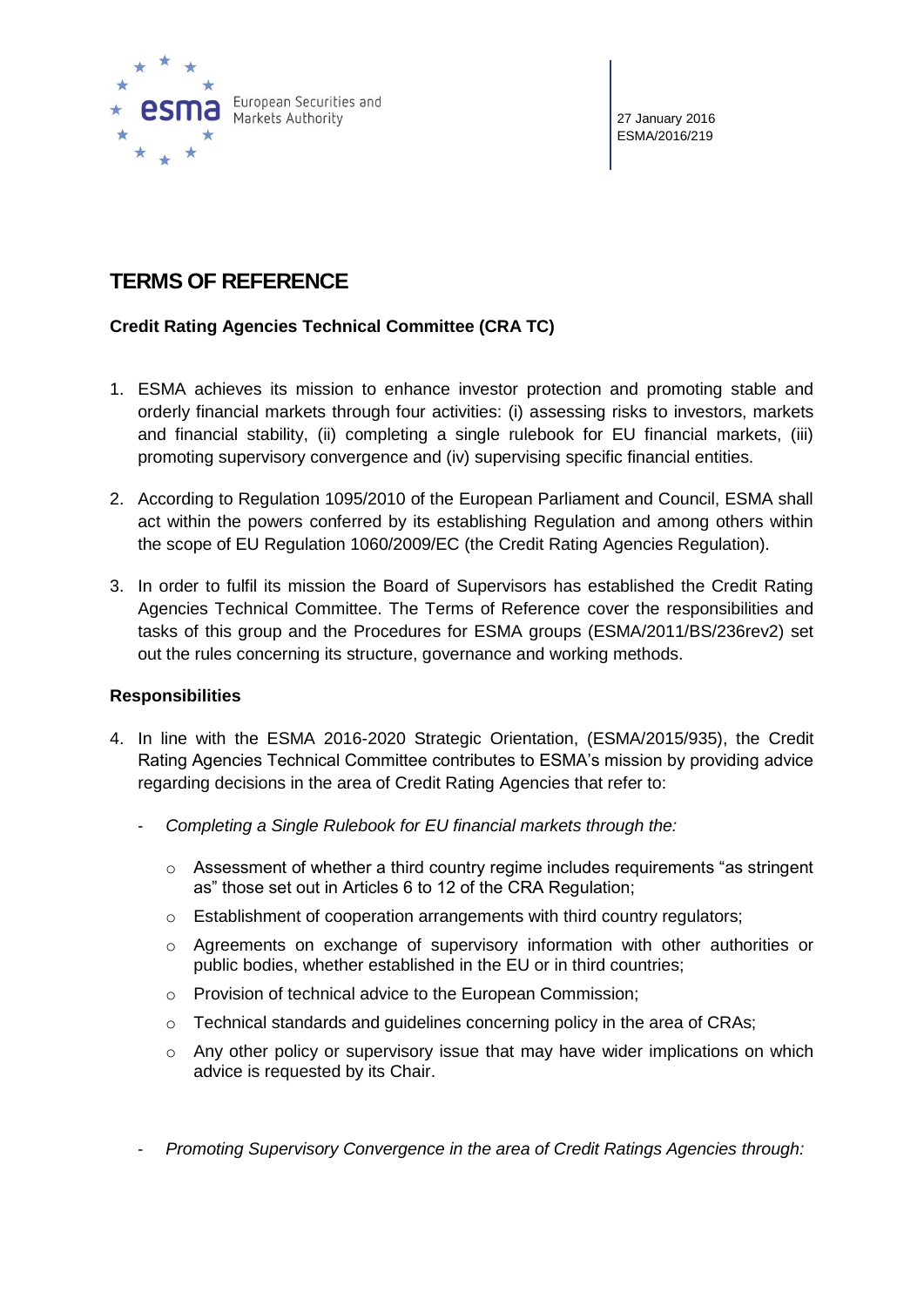European Securities and Markets Authority

27 January 2016
ESMA/2016/219

# TERMS OF REFERENCE

**Credit Rating Agencies Technical Committee (CRA TC)**

1. ESMA achieves its mission to enhance investor protection and promoting stable and orderly financial markets through four activities: (i) assessing risks to investors, markets and financial stability, (ii) completing a single rulebook for EU financial markets, (iii) promoting supervisory convergence and (iv) supervising specific financial entities.

2. According to Regulation 1095/2010 of the European Parliament and Council, ESMA shall act within the powers conferred by its establishing Regulation and among others within the scope of EU Regulation 1060/2009/EC (the Credit Rating Agencies Regulation).

3. In order to fulfil its mission the Board of Supervisors has established the Credit Rating Agencies Technical Committee. The Terms of Reference cover the responsibilities and tasks of this group and the Procedures for ESMA groups (ESMA/2011/BS/236rev2) set out the rules concerning its structure, governance and working methods.

## Responsibilities

4. In line with the ESMA 2016-2020 Strategic Orientation, (ESMA/2015/935), the Credit Rating Agencies Technical Committee contributes to ESMA's mission by providing advice regarding decisions in the area of Credit Rating Agencies that refer to:

   - *Completing a Single Rulebook for EU financial markets through the:*
     - Assessment of whether a third country regime includes requirements "as stringent as" those set out in Articles 6 to 12 of the CRA Regulation;
     - Establishment of cooperation arrangements with third country regulators;
     - Agreements on exchange of supervisory information with other authorities or public bodies, whether established in the EU or in third countries;
     - Provision of technical advice to the European Commission;
     - Technical standards and guidelines concerning policy in the area of CRAs;
     - Any other policy or supervisory issue that may have wider implications on which advice is requested by its Chair.

   - *Promoting Supervisory Convergence in the area of Credit Ratings Agencies through:*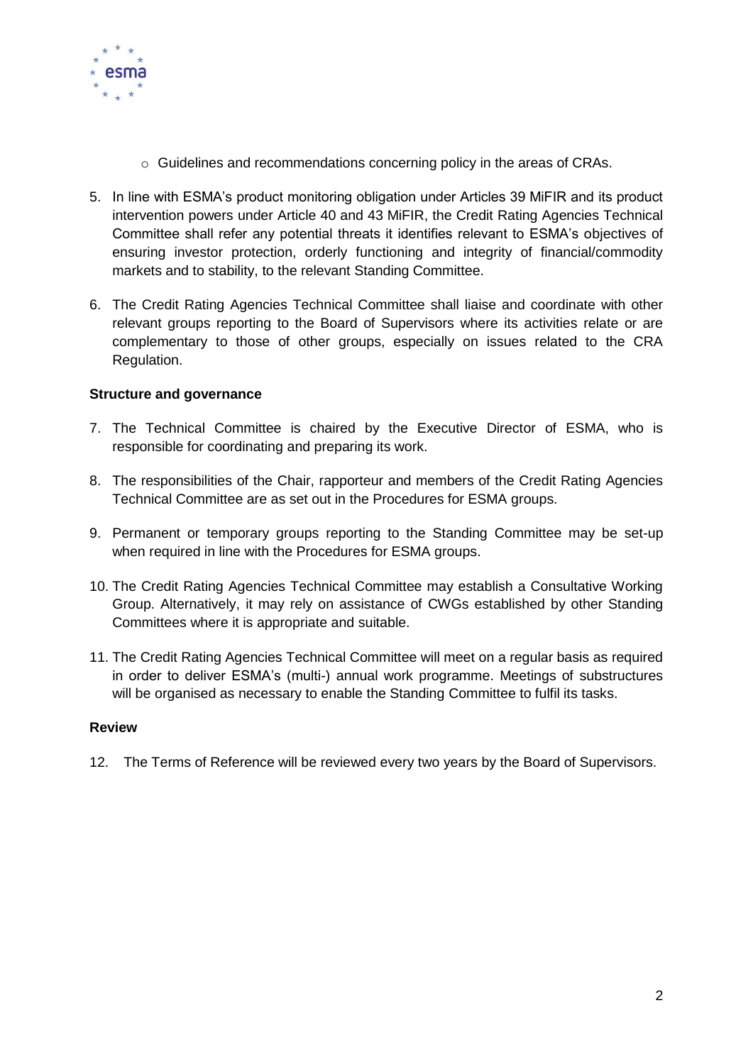- Guidelines and recommendations concerning policy in the areas of CRAs.

5. In line with ESMA's product monitoring obligation under Articles 39 MiFIR and its product intervention powers under Article 40 and 43 MiFIR, the Credit Rating Agencies Technical Committee shall refer any potential threats it identifies relevant to ESMA's objectives of ensuring investor protection, orderly functioning and integrity of financial/commodity markets and to stability, to the relevant Standing Committee.

6. The Credit Rating Agencies Technical Committee shall liaise and coordinate with other relevant groups reporting to the Board of Supervisors where its activities relate or are complementary to those of other groups, especially on issues related to the CRA Regulation.

**Structure and governance**

7. The Technical Committee is chaired by the Executive Director of ESMA, who is responsible for coordinating and preparing its work.

8. The responsibilities of the Chair, rapporteur and members of the Credit Rating Agencies Technical Committee are as set out in the Procedures for ESMA groups.

9. Permanent or temporary groups reporting to the Standing Committee may be set-up when required in line with the Procedures for ESMA groups.

10. The Credit Rating Agencies Technical Committee may establish a Consultative Working Group. Alternatively, it may rely on assistance of CWGs established by other Standing Committees where it is appropriate and suitable.

11. The Credit Rating Agencies Technical Committee will meet on a regular basis as required in order to deliver ESMA's (multi-) annual work programme. Meetings of substructures will be organised as necessary to enable the Standing Committee to fulfil its tasks.

**Review**

12. The Terms of Reference will be reviewed every two years by the Board of Supervisors.